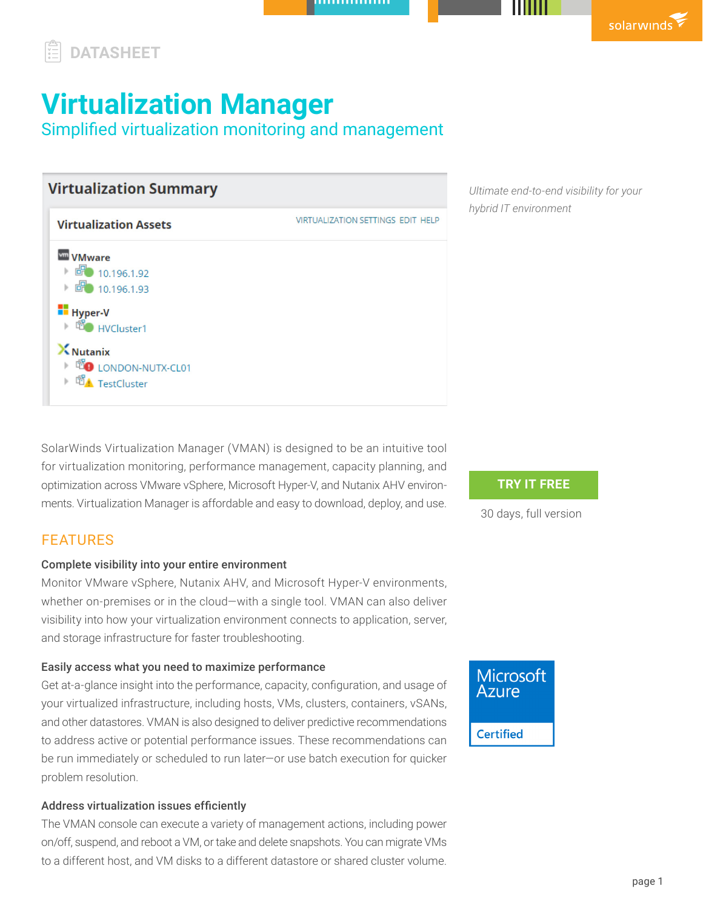DATASHEET

# Virtualization Manager

## Simplified virtualization monitoring and management

*Ultimate end-to-end visibility for your hybrid IT environment*

SolarWinds Virtualization Manager (VMAN) is designed to be an intuitive tool for virtualization monitoring, performance management, capacity planning, and optimization across VMware vSphere, Microsoft Hyper-V, and Nutanix AHV environments. Virtualization Manager is affordable and easy to download, deploy, and use.

**TRY IT FREE**

30 days, full version

## FEATURES

### Complete visibility into your entire environment

Monitor VMware vSphere, Nutanix AHV, and Microsoft Hyper-V environments, whether on-premises or in the cloud—with a single tool. VMAN can also deliver visibility into how your virtualization environment connects to application, server, and storage infrastructure for faster troubleshooting.

### Easily access what you need to maximize performance

Get at-a-glance insight into the performance, capacity, configuration, and usage of your virtualized infrastructure, including hosts, VMs, clusters, containers, vSANs, and other datastores. VMAN is also designed to deliver predictive recommendations to address active or potential performance issues. These recommendations can be run immediately or scheduled to run later—or use batch execution for quicker problem resolution.

### Address virtualization issues efficiently

The VMAN console can execute a variety of management actions, including power on/off, suspend, and reboot a VM, or take and delete snapshots. You can migrate VMs to a different host, and VM disks to a different datastore or shared cluster volume.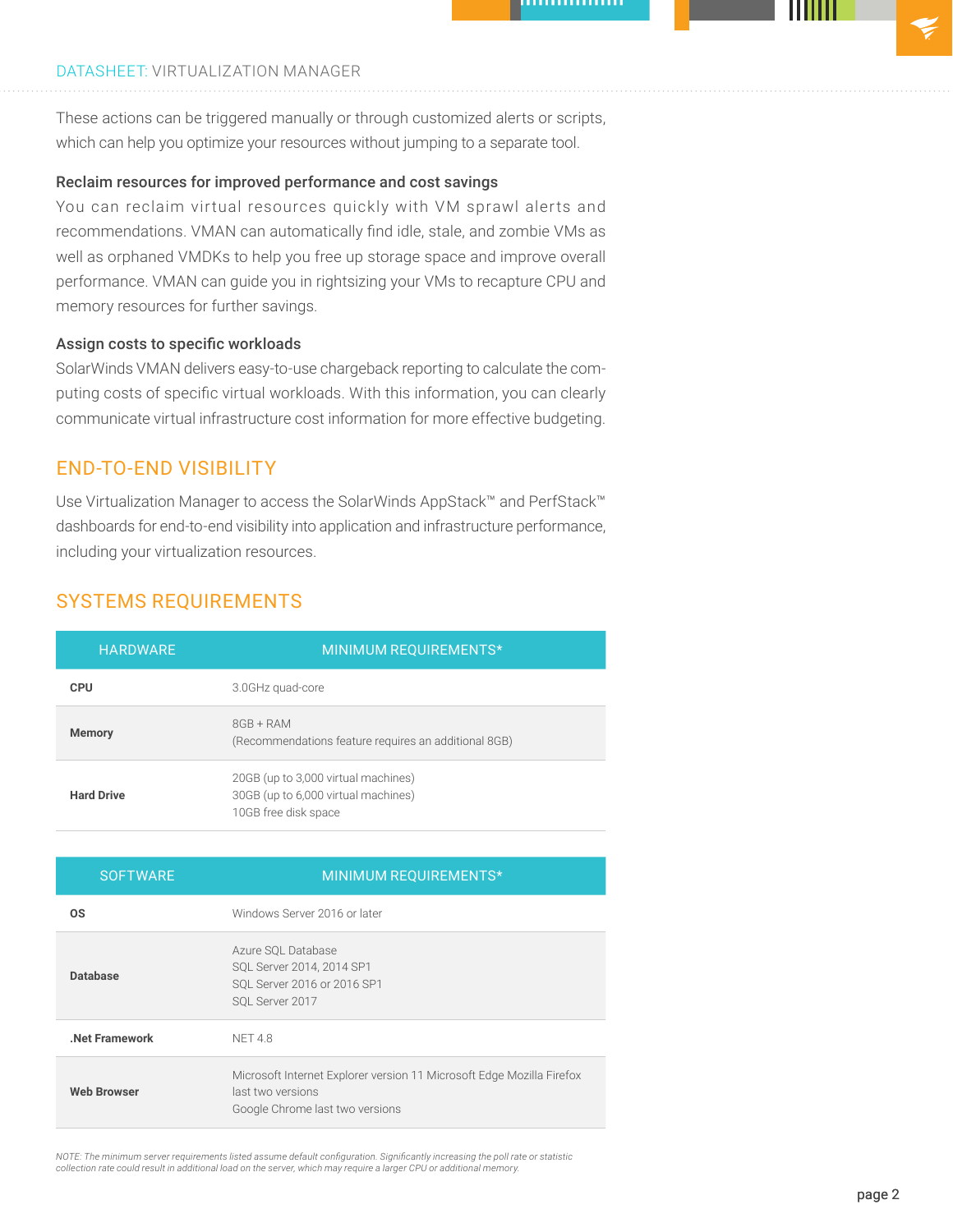These actions can be triggered manually or through customized alerts or scripts, which can help you optimize your resources without jumping to a separate tool.

### Reclaim resources for improved performance and cost savings

You can reclaim virtual resources quickly with VM sprawl alerts and recommendations. VMAN can automatically find idle, stale, and zombie VMs as well as orphaned VMDKs to help you free up storage space and improve overall performance. VMAN can guide you in rightsizing your VMs to recapture CPU and memory resources for further savings.

### Assign costs to specific workloads

SolarWinds VMAN delivers easy-to-use chargeback reporting to calculate the computing costs of specific virtual workloads. With this information, you can clearly communicate virtual infrastructure cost information for more effective budgeting.

## END-TO-END VISIBILITY

Use Virtualization Manager to access the SolarWinds AppStack™ and PerfStack™ dashboards for end-to-end visibility into application and infrastructure performance, including your virtualization resources.

## SYSTEMS REQUIREMENTS

| HARDWARE | MINIMUM REQUIREMENTS* |
|---|---|
| **CPU** | 3.0GHz quad-core |
| **Memory** | 8GB + RAM<br>(Recommendations feature requires an additional 8GB) |
| **Hard Drive** | 20GB (up to 3,000 virtual machines)<br>30GB (up to 6,000 virtual machines)<br>10GB free disk space |

| SOFTWARE | MINIMUM REQUIREMENTS* |
|---|---|
| **OS** | Windows Server 2016 or later |
| **Database** | Azure SQL Database<br>SQL Server 2014, 2014 SP1<br>SQL Server 2016 or 2016 SP1<br>SQL Server 2017 |
| **.Net Framework** | NET 4.8 |
| **Web Browser** | Microsoft Internet Explorer version 11 Microsoft Edge Mozilla Firefox last two versions<br>Google Chrome last two versions |

*NOTE: The minimum server requirements listed assume default configuration. Significantly increasing the poll rate or statistic collection rate could result in additional load on the server, which may require a larger CPU or additional memory.*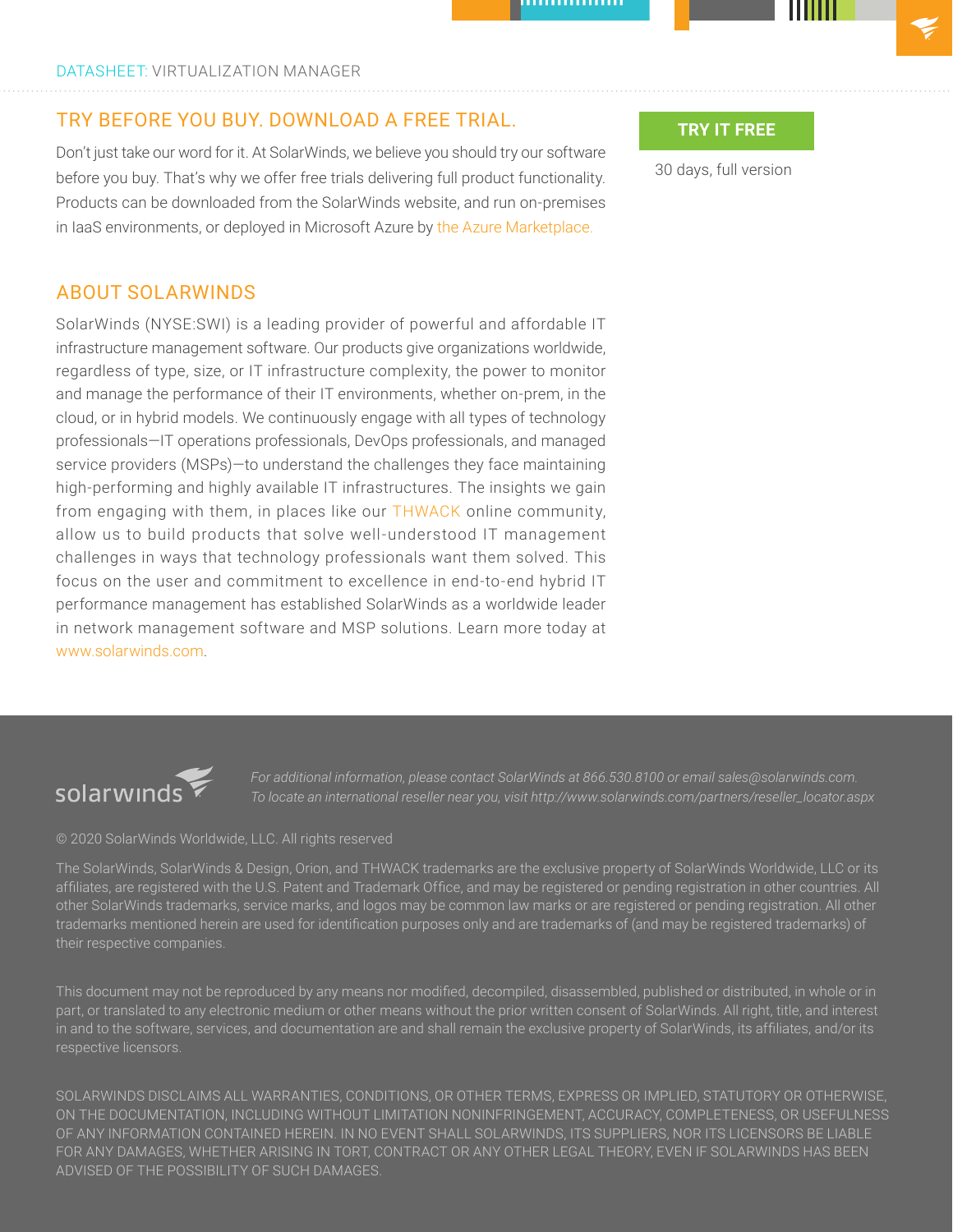## TRY BEFORE YOU BUY. DOWNLOAD A FREE TRIAL.

Don't just take our word for it. At SolarWinds, we believe you should try our software before you buy. That's why we offer free trials delivering full product functionality. Products can be downloaded from the SolarWinds website, and run on-premises in IaaS environments, or deployed in Microsoft Azure by the Azure Marketplace.

**TRY IT FREE**

30 days, full version

## ABOUT SOLARWINDS

SolarWinds (NYSE:SWI) is a leading provider of powerful and affordable IT infrastructure management software. Our products give organizations worldwide, regardless of type, size, or IT infrastructure complexity, the power to monitor and manage the performance of their IT environments, whether on-prem, in the cloud, or in hybrid models. We continuously engage with all types of technology professionals—IT operations professionals, DevOps professionals, and managed service providers (MSPs)—to understand the challenges they face maintaining high-performing and highly available IT infrastructures. The insights we gain from engaging with them, in places like our THWACK online community, allow us to build products that solve well-understood IT management challenges in ways that technology professionals want them solved. This focus on the user and commitment to excellence in end-to-end hybrid IT performance management has established SolarWinds as a worldwide leader in network management software and MSP solutions. Learn more today at www.solarwinds.com.

solarwinds

*For additional information, please contact SolarWinds at 866.530.8100 or email sales@solarwinds.com.*
*To locate an international reseller near you, visit http://www.solarwinds.com/partners/reseller_locator.aspx*

© 2020 SolarWinds Worldwide, LLC. All rights reserved

The SolarWinds, SolarWinds & Design, Orion, and THWACK trademarks are the exclusive property of SolarWinds Worldwide, LLC or its affiliates, are registered with the U.S. Patent and Trademark Office, and may be registered or pending registration in other countries. All other SolarWinds trademarks, service marks, and logos may be common law marks or are registered or pending registration. All other trademarks mentioned herein are used for identification purposes only and are trademarks of (and may be registered trademarks) of their respective companies.

This document may not be reproduced by any means nor modified, decompiled, disassembled, published or distributed, in whole or in part, or translated to any electronic medium or other means without the prior written consent of SolarWinds. All right, title, and interest in and to the software, services, and documentation are and shall remain the exclusive property of SolarWinds, its affiliates, and/or its respective licensors.

SOLARWINDS DISCLAIMS ALL WARRANTIES, CONDITIONS, OR OTHER TERMS, EXPRESS OR IMPLIED, STATUTORY OR OTHERWISE, ON THE DOCUMENTATION, INCLUDING WITHOUT LIMITATION NONINFRINGEMENT, ACCURACY, COMPLETENESS, OR USEFULNESS OF ANY INFORMATION CONTAINED HEREIN. IN NO EVENT SHALL SOLARWINDS, ITS SUPPLIERS, NOR ITS LICENSORS BE LIABLE FOR ANY DAMAGES, WHETHER ARISING IN TORT, CONTRACT OR ANY OTHER LEGAL THEORY, EVEN IF SOLARWINDS HAS BEEN ADVISED OF THE POSSIBILITY OF SUCH DAMAGES.